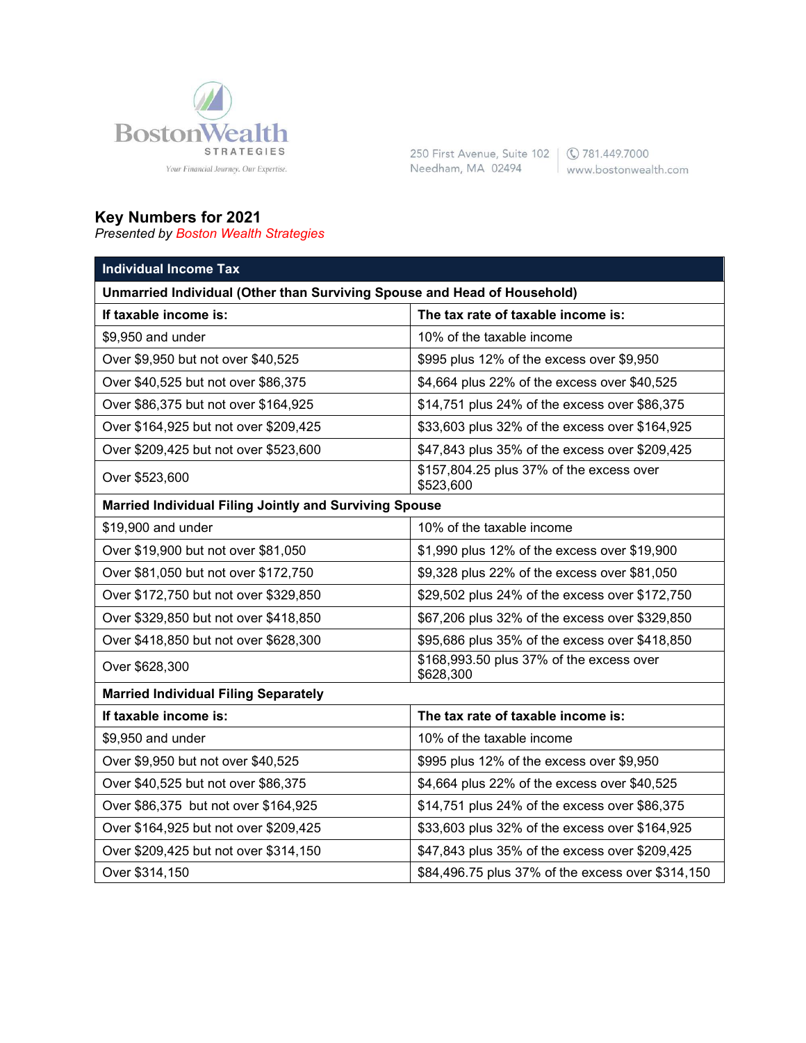BostonWealth STRATEGIES

*Your Financial Journey. Our Expertise.*

250 First Avenue, Suite 102
Needham, MA 02494

781.449.7000
www.bostonwealth.com

## Key Numbers for 2021

*Presented by Boston Wealth Strategies*

| Individual Income Tax | |
|---|---|
| **Unmarried Individual (Other than Surviving Spouse and Head of Household)** | |
| **If taxable income is:** | **The tax rate of taxable income is:** |
| $9,950 and under | 10% of the taxable income |
| Over $9,950 but not over $40,525 | $995 plus 12% of the excess over $9,950 |
| Over $40,525 but not over $86,375 | $4,664 plus 22% of the excess over $40,525 |
| Over $86,375 but not over $164,925 | $14,751 plus 24% of the excess over $86,375 |
| Over $164,925 but not over $209,425 | $33,603 plus 32% of the excess over $164,925 |
| Over $209,425 but not over $523,600 | $47,843 plus 35% of the excess over $209,425 |
| Over $523,600 | $157,804.25 plus 37% of the excess over $523,600 |
| **Married Individual Filing Jointly and Surviving Spouse** | |
| $19,900 and under | 10% of the taxable income |
| Over $19,900 but not over $81,050 | $1,990 plus 12% of the excess over $19,900 |
| Over $81,050 but not over $172,750 | $9,328 plus 22% of the excess over $81,050 |
| Over $172,750 but not over $329,850 | $29,502 plus 24% of the excess over $172,750 |
| Over $329,850 but not over $418,850 | $67,206 plus 32% of the excess over $329,850 |
| Over $418,850 but not over $628,300 | $95,686 plus 35% of the excess over $418,850 |
| Over $628,300 | $168,993.50 plus 37% of the excess over $628,300 |
| **Married Individual Filing Separately** | |
| **If taxable income is:** | **The tax rate of taxable income is:** |
| $9,950 and under | 10% of the taxable income |
| Over $9,950 but not over $40,525 | $995 plus 12% of the excess over $9,950 |
| Over $40,525 but not over $86,375 | $4,664 plus 22% of the excess over $40,525 |
| Over $86,375 but not over $164,925 | $14,751 plus 24% of the excess over $86,375 |
| Over $164,925 but not over $209,425 | $33,603 plus 32% of the excess over $164,925 |
| Over $209,425 but not over $314,150 | $47,843 plus 35% of the excess over $209,425 |
| Over $314,150 | $84,496.75 plus 37% of the excess over $314,150 |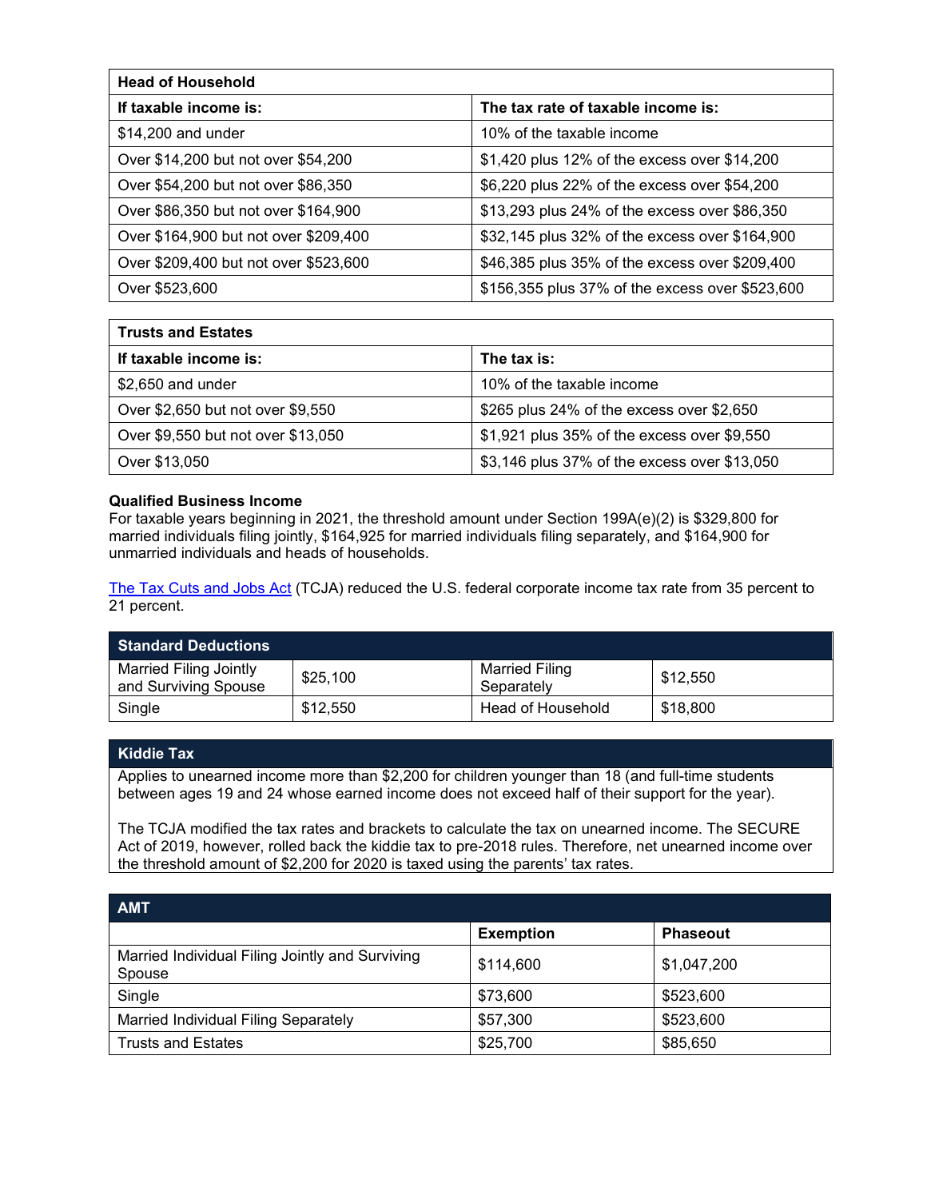| Head of Household | |
|---|---|
| **If taxable income is:** | **The tax rate of taxable income is:** |
| $14,200 and under | 10% of the taxable income |
| Over $14,200 but not over $54,200 | $1,420 plus 12% of the excess over $14,200 |
| Over $54,200 but not over $86,350 | $6,220 plus 22% of the excess over $54,200 |
| Over $86,350 but not over $164,900 | $13,293 plus 24% of the excess over $86,350 |
| Over $164,900 but not over $209,400 | $32,145 plus 32% of the excess over $164,900 |
| Over $209,400 but not over $523,600 | $46,385 plus 35% of the excess over $209,400 |
| Over $523,600 | $156,355 plus 37% of the excess over $523,600 |

| Trusts and Estates | |
|---|---|
| **If taxable income is:** | **The tax is:** |
| $2,650 and under | 10% of the taxable income |
| Over $2,650 but not over $9,550 | $265 plus 24% of the excess over $2,650 |
| Over $9,550 but not over $13,050 | $1,921 plus 35% of the excess over $9,550 |
| Over $13,050 | $3,146 plus 37% of the excess over $13,050 |

**Qualified Business Income**
For taxable years beginning in 2021, the threshold amount under Section 199A(e)(2) is $329,800 for married individuals filing jointly, $164,925 for married individuals filing separately, and $164,900 for unmarried individuals and heads of households.

The Tax Cuts and Jobs Act (TCJA) reduced the U.S. federal corporate income tax rate from 35 percent to 21 percent.

| Standard Deductions | | | |
|---|---|---|---|
| Married Filing Jointly and Surviving Spouse | $25,100 | Married Filing Separately | $12,550 |
| Single | $12,550 | Head of Household | $18,800 |

**Kiddie Tax**

Applies to unearned income more than $2,200 for children younger than 18 (and full-time students between ages 19 and 24 whose earned income does not exceed half of their support for the year).

The TCJA modified the tax rates and brackets to calculate the tax on unearned income. The SECURE Act of 2019, however, rolled back the kiddie tax to pre-2018 rules. Therefore, net unearned income over the threshold amount of $2,200 for 2020 is taxed using the parents' tax rates.

| AMT | | |
|---|---|---|
| | **Exemption** | **Phaseout** |
| Married Individual Filing Jointly and Surviving Spouse | $114,600 | $1,047,200 |
| Single | $73,600 | $523,600 |
| Married Individual Filing Separately | $57,300 | $523,600 |
| Trusts and Estates | $25,700 | $85,650 |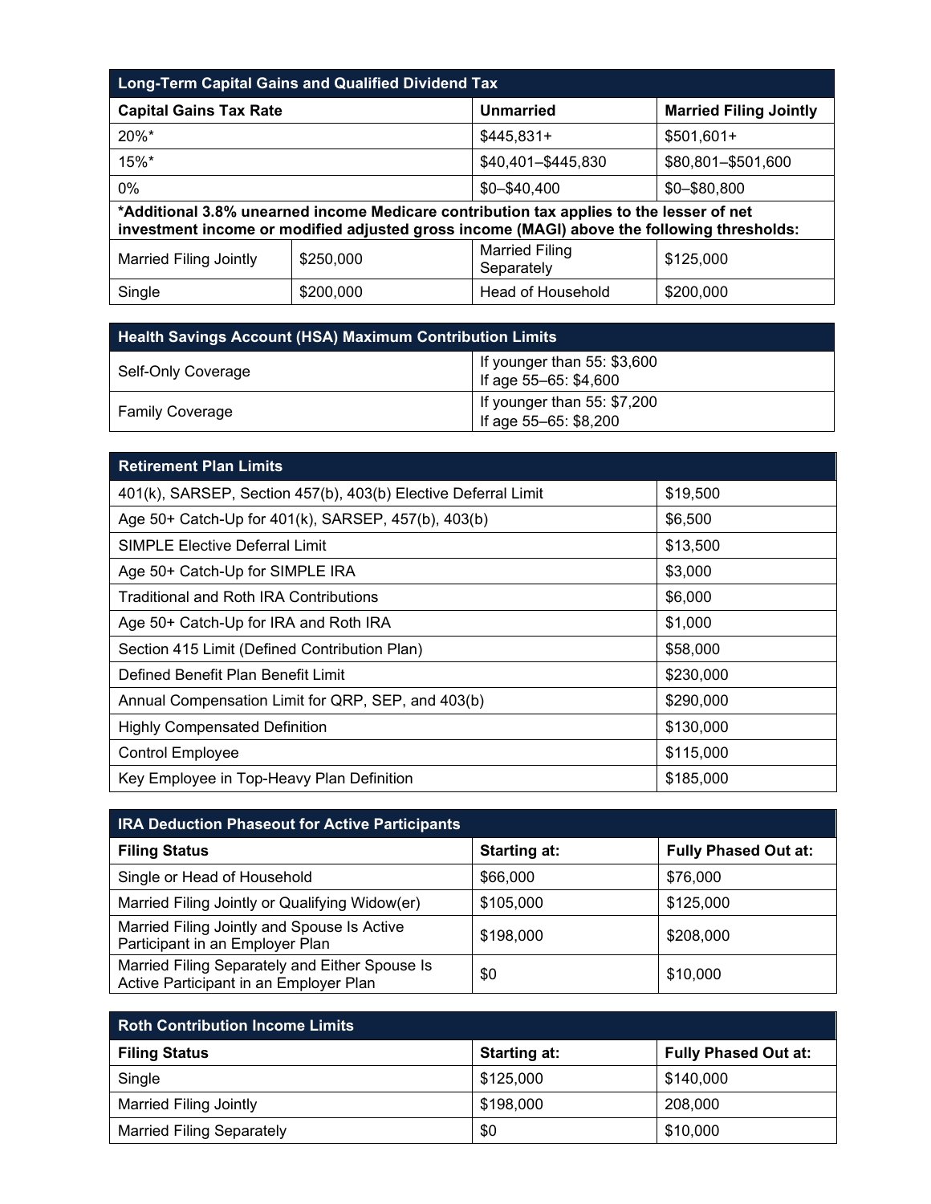| Long-Term Capital Gains and Qualified Dividend Tax | | | |
|---|---|---|---|
| **Capital Gains Tax Rate** | | **Unmarried** | **Married Filing Jointly** |
| 20%* | | $445,831+ | $501,601+ |
| 15%* | | $40,401–$445,830 | $80,801–$501,600 |
| 0% | | $0–$40,400 | $0–$80,800 |
| ***Additional 3.8% unearned income Medicare contribution tax applies to the lesser of net investment income or modified adjusted gross income (MAGI) above the following thresholds:** | | | |
| Married Filing Jointly | $250,000 | Married Filing Separately | $125,000 |
| Single | $200,000 | Head of Household | $200,000 |

| Health Savings Account (HSA) Maximum Contribution Limits | |
|---|---|
| Self-Only Coverage | If younger than 55: $3,600<br>If age 55–65: $4,600 |
| Family Coverage | If younger than 55: $7,200<br>If age 55–65: $8,200 |

| Retirement Plan Limits | |
|---|---|
| 401(k), SARSEP, Section 457(b), 403(b) Elective Deferral Limit | $19,500 |
| Age 50+ Catch-Up for 401(k), SARSEP, 457(b), 403(b) | $6,500 |
| SIMPLE Elective Deferral Limit | $13,500 |
| Age 50+ Catch-Up for SIMPLE IRA | $3,000 |
| Traditional and Roth IRA Contributions | $6,000 |
| Age 50+ Catch-Up for IRA and Roth IRA | $1,000 |
| Section 415 Limit (Defined Contribution Plan) | $58,000 |
| Defined Benefit Plan Benefit Limit | $230,000 |
| Annual Compensation Limit for QRP, SEP, and 403(b) | $290,000 |
| Highly Compensated Definition | $130,000 |
| Control Employee | $115,000 |
| Key Employee in Top-Heavy Plan Definition | $185,000 |

| IRA Deduction Phaseout for Active Participants | | |
|---|---|---|
| **Filing Status** | **Starting at:** | **Fully Phased Out at:** |
| Single or Head of Household | $66,000 | $76,000 |
| Married Filing Jointly or Qualifying Widow(er) | $105,000 | $125,000 |
| Married Filing Jointly and Spouse Is Active Participant in an Employer Plan | $198,000 | $208,000 |
| Married Filing Separately and Either Spouse Is Active Participant in an Employer Plan | $0 | $10,000 |

| Roth Contribution Income Limits | | |
|---|---|---|
| **Filing Status** | **Starting at:** | **Fully Phased Out at:** |
| Single | $125,000 | $140,000 |
| Married Filing Jointly | $198,000 | 208,000 |
| Married Filing Separately | $0 | $10,000 |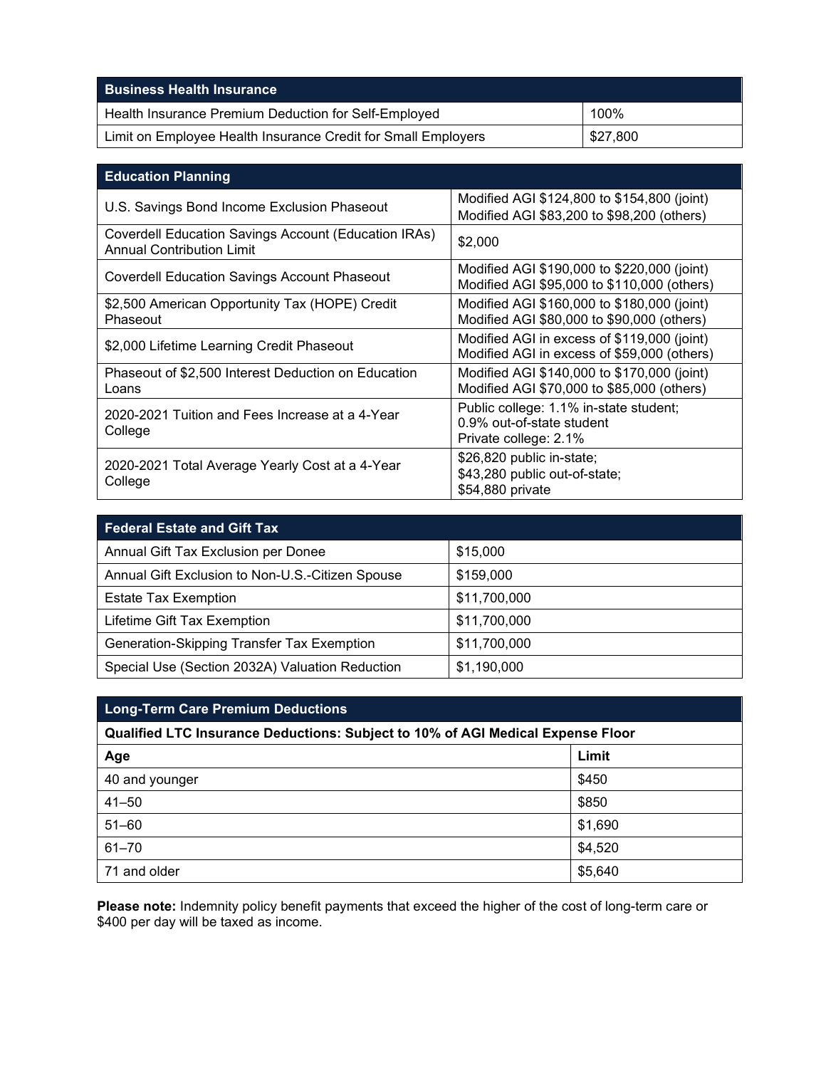| Business Health Insurance | |
|---|---|
| Health Insurance Premium Deduction for Self-Employed | 100% |
| Limit on Employee Health Insurance Credit for Small Employers | $27,800 |

| Education Planning | |
|---|---|
| U.S. Savings Bond Income Exclusion Phaseout | Modified AGI $124,800 to $154,800 (joint)<br>Modified AGI $83,200 to $98,200 (others) |
| Coverdell Education Savings Account (Education IRAs) Annual Contribution Limit | $2,000 |
| Coverdell Education Savings Account Phaseout | Modified AGI $190,000 to $220,000 (joint)<br>Modified AGI $95,000 to $110,000 (others) |
| $2,500 American Opportunity Tax (HOPE) Credit Phaseout | Modified AGI $160,000 to $180,000 (joint)<br>Modified AGI $80,000 to $90,000 (others) |
| $2,000 Lifetime Learning Credit Phaseout | Modified AGI in excess of $119,000 (joint)<br>Modified AGI in excess of $59,000 (others) |
| Phaseout of $2,500 Interest Deduction on Education Loans | Modified AGI $140,000 to $170,000 (joint)<br>Modified AGI $70,000 to $85,000 (others) |
| 2020-2021 Tuition and Fees Increase at a 4-Year College | Public college: 1.1% in-state student;<br>0.9% out-of-state student<br>Private college: 2.1% |
| 2020-2021 Total Average Yearly Cost at a 4-Year College | $26,820 public in-state;<br>$43,280 public out-of-state;<br>$54,880 private |

| Federal Estate and Gift Tax | |
|---|---|
| Annual Gift Tax Exclusion per Donee | $15,000 |
| Annual Gift Exclusion to Non-U.S.-Citizen Spouse | $159,000 |
| Estate Tax Exemption | $11,700,000 |
| Lifetime Gift Tax Exemption | $11,700,000 |
| Generation-Skipping Transfer Tax Exemption | $11,700,000 |
| Special Use (Section 2032A) Valuation Reduction | $1,190,000 |

| Long-Term Care Premium Deductions | |
|---|---|
| **Qualified LTC Insurance Deductions: Subject to 10% of AGI Medical Expense Floor** | |
| **Age** | **Limit** |
| 40 and younger | $450 |
| 41–50 | $850 |
| 51–60 | $1,690 |
| 61–70 | $4,520 |
| 71 and older | $5,640 |

**Please note:** Indemnity policy benefit payments that exceed the higher of the cost of long-term care or $400 per day will be taxed as income.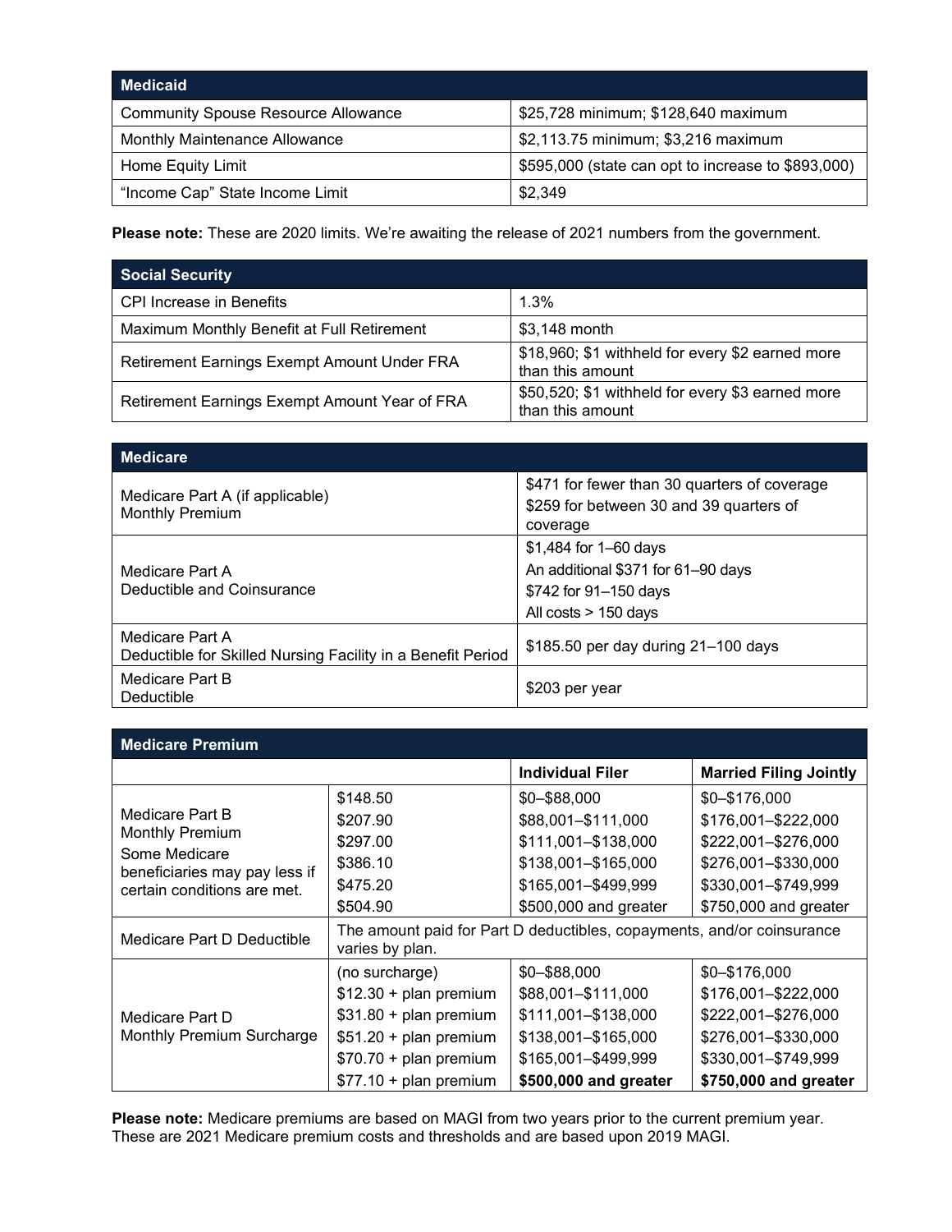| Medicaid | |
|---|---|
| Community Spouse Resource Allowance | $25,728 minimum; $128,640 maximum |
| Monthly Maintenance Allowance | $2,113.75 minimum; $3,216 maximum |
| Home Equity Limit | $595,000 (state can opt to increase to $893,000) |
| "Income Cap" State Income Limit | $2,349 |

**Please note:** These are 2020 limits. We're awaiting the release of 2021 numbers from the government.

| Social Security | |
|---|---|
| CPI Increase in Benefits | 1.3% |
| Maximum Monthly Benefit at Full Retirement | $3,148 month |
| Retirement Earnings Exempt Amount Under FRA | $18,960; $1 withheld for every $2 earned more than this amount |
| Retirement Earnings Exempt Amount Year of FRA | $50,520; $1 withheld for every $3 earned more than this amount |

| Medicare | |
|---|---|
| Medicare Part A (if applicable) Monthly Premium | $471 for fewer than 30 quarters of coverage<br>$259 for between 30 and 39 quarters of coverage |
| Medicare Part A Deductible and Coinsurance | $1,484 for 1–60 days<br>An additional $371 for 61–90 days<br>$742 for 91–150 days<br>All costs > 150 days |
| Medicare Part A Deductible for Skilled Nursing Facility in a Benefit Period | $185.50 per day during 21–100 days |
| Medicare Part B Deductible | $203 per year |

| Medicare Premium | | Individual Filer | Married Filing Jointly |
|---|---|---|---|
| Medicare Part B Monthly Premium Some Medicare beneficiaries may pay less if certain conditions are met. | $148.50 | $0–$88,000 | $0–$176,000 |
| | $207.90 | $88,001–$111,000 | $176,001–$222,000 |
| | $297.00 | $111,001–$138,000 | $222,001–$276,000 |
| | $386.10 | $138,001–$165,000 | $276,001–$330,000 |
| | $475.20 | $165,001–$499,999 | $330,001–$749,999 |
| | $504.90 | $500,000 and greater | $750,000 and greater |
| Medicare Part D Deductible | The amount paid for Part D deductibles, copayments, and/or coinsurance varies by plan. | | |
| Medicare Part D Monthly Premium Surcharge | (no surcharge) | $0–$88,000 | $0–$176,000 |
| | $12.30 + plan premium | $88,001–$111,000 | $176,001–$222,000 |
| | $31.80 + plan premium | $111,001–$138,000 | $222,001–$276,000 |
| | $51.20 + plan premium | $138,001–$165,000 | $276,001–$330,000 |
| | $70.70 + plan premium | $165,001–$499,999 | $330,001–$749,999 |
| | $77.10 + plan premium | **$500,000 and greater** | **$750,000 and greater** |

**Please note:** Medicare premiums are based on MAGI from two years prior to the current premium year. These are 2021 Medicare premium costs and thresholds and are based upon 2019 MAGI.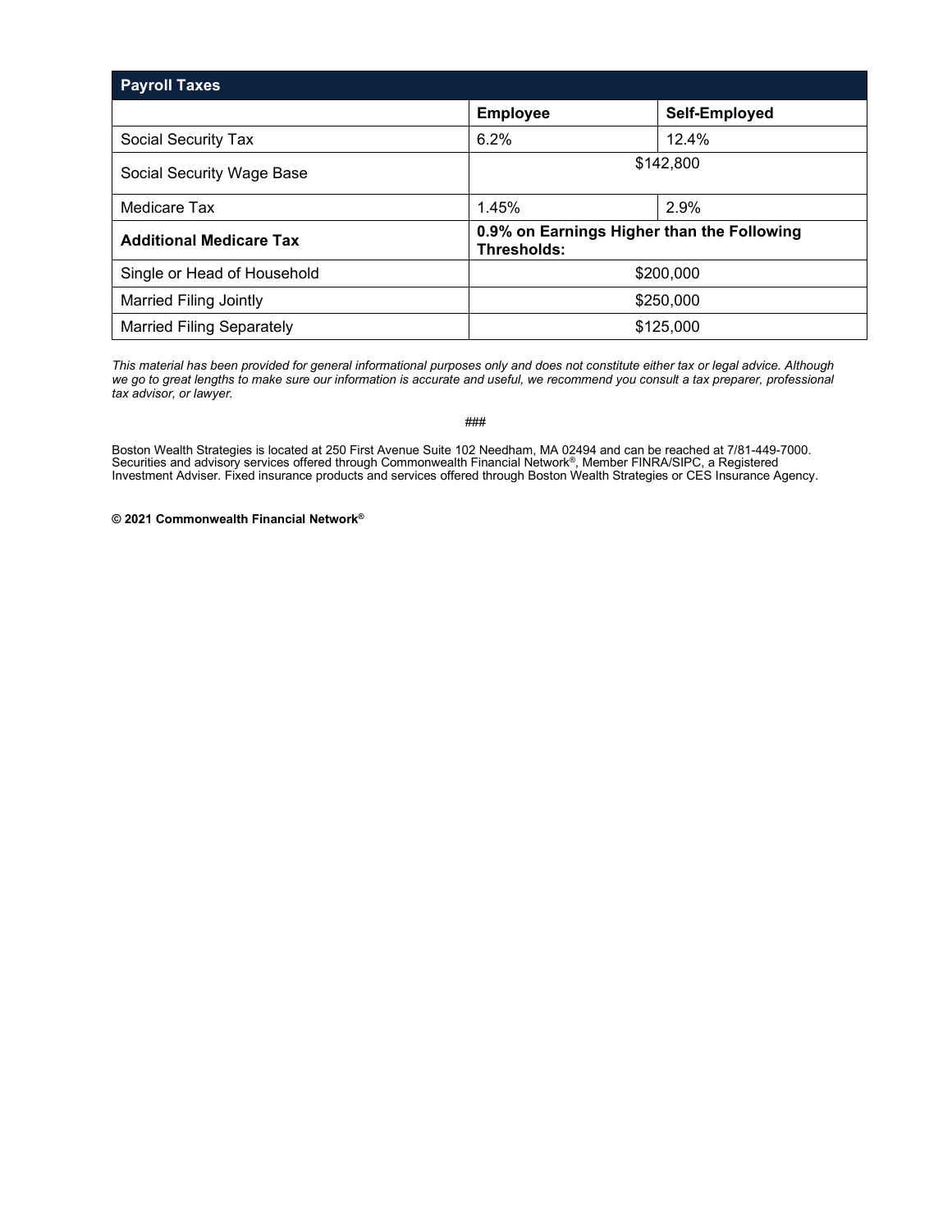| Payroll Taxes | | |
|---|---|---|
| | **Employee** | **Self-Employed** |
| Social Security Tax | 6.2% | 12.4% |
| Social Security Wage Base | $142,800 | |
| Medicare Tax | 1.45% | 2.9% |
| **Additional Medicare Tax** | **0.9% on Earnings Higher than the Following Thresholds:** | |
| Single or Head of Household | $200,000 | |
| Married Filing Jointly | $250,000 | |
| Married Filing Separately | $125,000 | |

*This material has been provided for general informational purposes only and does not constitute either tax or legal advice. Although we go to great lengths to make sure our information is accurate and useful, we recommend you consult a tax preparer, professional tax advisor, or lawyer.*

###

Boston Wealth Strategies is located at 250 First Avenue Suite 102 Needham, MA 02494 and can be reached at 7/81-449-7000. Securities and advisory services offered through Commonwealth Financial Network®, Member FINRA/SIPC, a Registered Investment Adviser. Fixed insurance products and services offered through Boston Wealth Strategies or CES Insurance Agency.

**© 2021 Commonwealth Financial Network®**